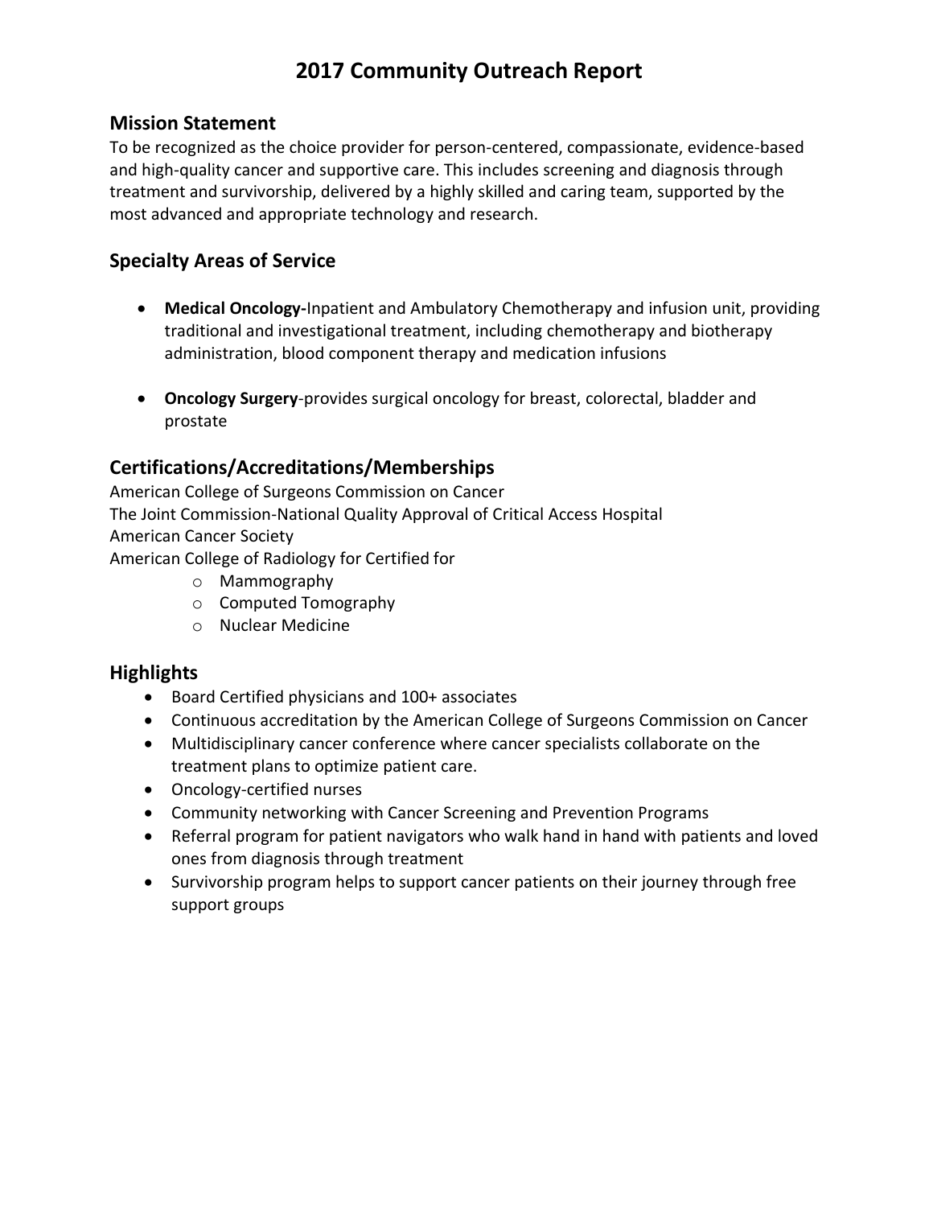# 2017 Community Outreach Report

## Mission Statement

To be recognized as the choice provider for person-centered, compassionate, evidence-based and high-quality cancer and supportive care. This includes screening and diagnosis through treatment and survivorship, delivered by a highly skilled and caring team, supported by the most advanced and appropriate technology and research.

## Specialty Areas of Service

- **Medical Oncology-**Inpatient and Ambulatory Chemotherapy and infusion unit, providing traditional and investigational treatment, including chemotherapy and biotherapy administration, blood component therapy and medication infusions

- **Oncology Surgery**-provides surgical oncology for breast, colorectal, bladder and prostate

## Certifications/Accreditations/Memberships

American College of Surgeons Commission on Cancer
The Joint Commission-National Quality Approval of Critical Access Hospital
American Cancer Society
American College of Radiology for Certified for

- Mammography
- Computed Tomography
- Nuclear Medicine

## Highlights

- Board Certified physicians and 100+ associates
- Continuous accreditation by the American College of Surgeons Commission on Cancer
- Multidisciplinary cancer conference where cancer specialists collaborate on the treatment plans to optimize patient care.
- Oncology-certified nurses
- Community networking with Cancer Screening and Prevention Programs
- Referral program for patient navigators who walk hand in hand with patients and loved ones from diagnosis through treatment
- Survivorship program helps to support cancer patients on their journey through free support groups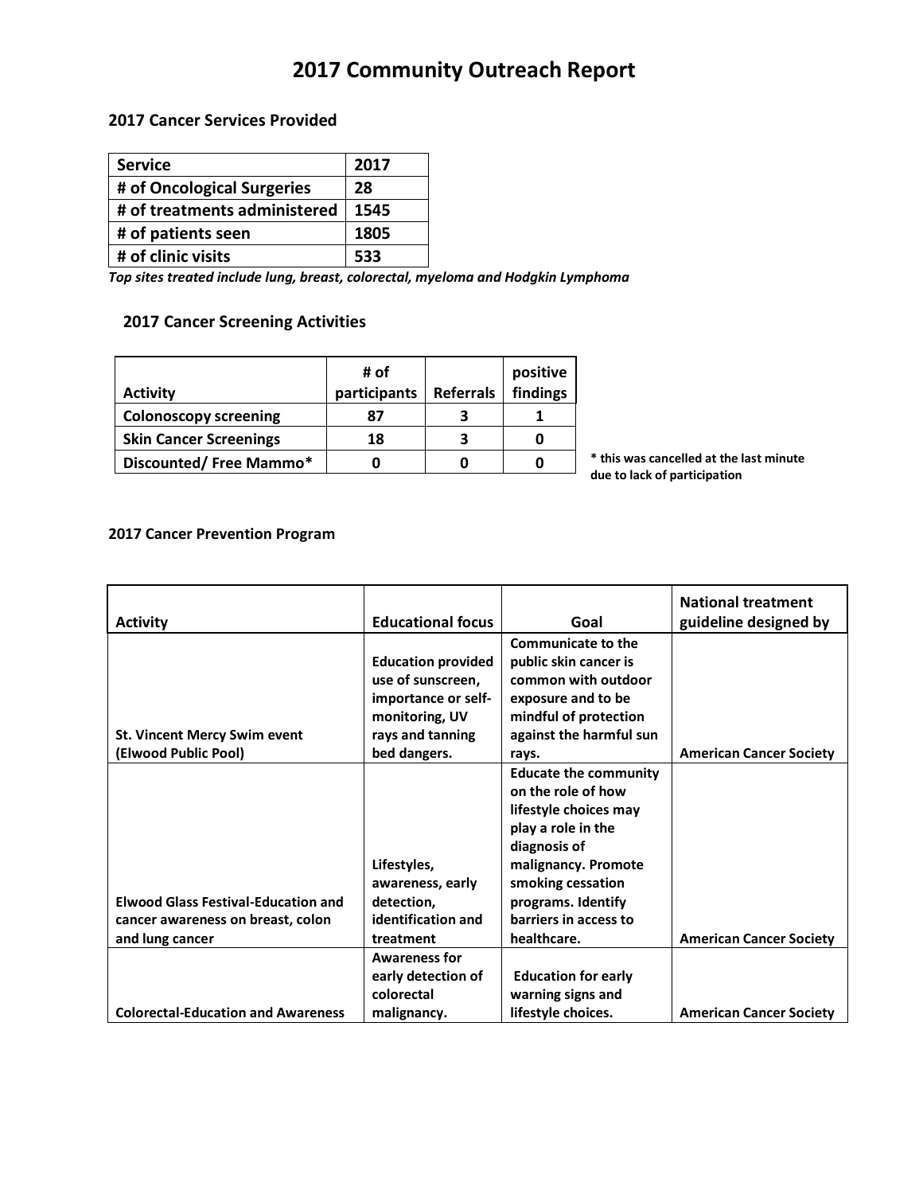# 2017 Community Outreach Report

### 2017 Cancer Services Provided

| Service | 2017 |
|---|---|
| # of Oncological Surgeries | 28 |
| # of treatments administered | 1545 |
| # of patients seen | 1805 |
| # of clinic visits | 533 |

*Top sites treated include lung, breast, colorectal, myeloma and Hodgkin Lymphoma*

### 2017 Cancer Screening Activities

| Activity | # of participants | Referrals | positive findings |
|---|---|---|---|
| Colonoscopy screening | 87 | 3 | 1 |
| Skin Cancer Screenings | 18 | 3 | 0 |
| Discounted/ Free Mammo* | 0 | 0 | 0 |

**\* this was cancelled at the last minute due to lack of participation**

### 2017 Cancer Prevention Program

| Activity | Educational focus | Goal | National treatment guideline designed by |
|---|---|---|---|
| St. Vincent Mercy Swim event (Elwood Public Pool) | Education provided use of sunscreen, importance or self-monitoring, UV rays and tanning bed dangers. | Communicate to the public skin cancer is common with outdoor exposure and to be mindful of protection against the harmful sun rays. | American Cancer Society |
| Elwood Glass Festival-Education and cancer awareness on breast, colon and lung cancer | Lifestyles, awareness, early detection, identification and treatment | Educate the community on the role of how lifestyle choices may play a role in the diagnosis of malignancy. Promote smoking cessation programs. Identify barriers in access to healthcare. | American Cancer Society |
| Colorectal-Education and Awareness | Awareness for early detection of colorectal malignancy. | Education for early warning signs and lifestyle choices. | American Cancer Society |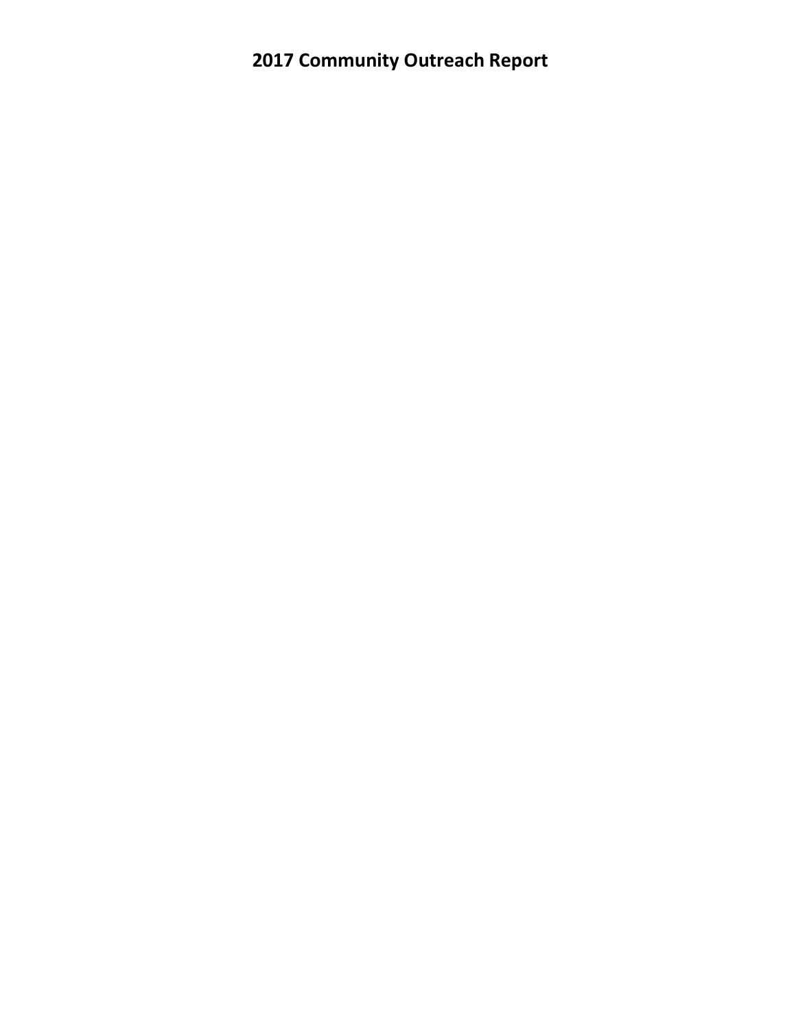# 2017 Community Outreach Report